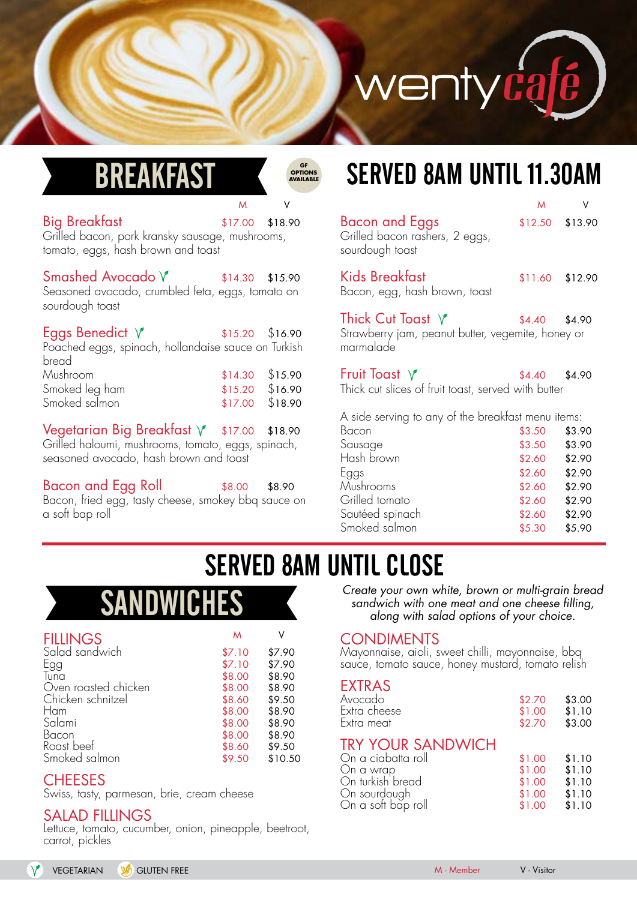# wenty café

## BREAKFAST

GF OPTIONS AVAILABLE

## SERVED 8AM UNTIL 11.30AM

| | M | V |
|---|---|---|
| **Big Breakfast** | $17.00 | $18.90 |
| Grilled bacon, pork kransky sausage, mushrooms, tomato, eggs, hash brown and toast | | |
| **Smashed Avocado** (V) | $14.30 | $15.90 |
| Seasoned avocado, crumbled feta, eggs, tomato on sourdough toast | | |
| **Eggs Benedict** (V) | $15.20 | $16.90 |
| Poached eggs, spinach, hollandaise sauce on Turkish bread | | |
| Mushroom | $14.30 | $15.90 |
| Smoked leg ham | $15.20 | $16.90 |
| Smoked salmon | $17.00 | $18.90 |
| **Vegetarian Big Breakfast** (V) | $17.00 | $18.90 |
| Grilled haloumi, mushrooms, tomato, eggs, spinach, seasoned avocado, hash brown and toast | | |
| **Bacon and Egg Roll** | $8.00 | $8.90 |
| Bacon, fried egg, tasty cheese, smokey bbq sauce on a soft bap roll | | |

| | M | V |
|---|---|---|
| **Bacon and Eggs** | $12.50 | $13.90 |
| Grilled bacon rashers, 2 eggs, sourdough toast | | |
| **Kids Breakfast** | $11.60 | $12.90 |
| Bacon, egg, hash brown, toast | | |
| **Thick Cut Toast** (V) | $4.40 | $4.90 |
| Strawberry jam, peanut butter, vegemite, honey or marmalade | | |
| **Fruit Toast** (V) | $4.40 | $4.90 |
| Thick cut slices of fruit toast, served with butter | | |

A side serving to any of the breakfast menu items:

| | M | V |
|---|---|---|
| Bacon | $3.50 | $3.90 |
| Sausage | $3.50 | $3.90 |
| Hash brown | $2.60 | $2.90 |
| Eggs | $2.60 | $2.90 |
| Mushrooms | $2.60 | $2.90 |
| Grilled tomato | $2.60 | $2.90 |
| Sautéed spinach | $2.60 | $2.90 |
| Smoked salmon | $5.30 | $5.90 |

## SERVED 8AM UNTIL CLOSE

## SANDWICHES

*Create your own white, brown or multi-grain bread sandwich with one meat and one cheese filling, along with salad options of your choice.*

### FILLINGS

| | M | V |
|---|---|---|
| Salad sandwich | $7.10 | $7.90 |
| Egg | $7.10 | $7.90 |
| Tuna | $8.00 | $8.90 |
| Oven roasted chicken | $8.00 | $8.90 |
| Chicken schnitzel | $8.60 | $9.50 |
| Ham | $8.00 | $8.90 |
| Salami | $8.00 | $8.90 |
| Bacon | $8.00 | $8.90 |
| Roast beef | $8.60 | $9.50 |
| Smoked salmon | $9.50 | $10.50 |

### CHEESES

Swiss, tasty, parmesan, brie, cream cheese

### SALAD FILLINGS

Lettuce, tomato, cucumber, onion, pineapple, beetroot, carrot, pickles

### CONDIMENTS

Mayonnaise, aioli, sweet chilli, mayonnaise, bbq sauce, tomato sauce, honey mustard, tomato relish

### EXTRAS

| | M | V |
|---|---|---|
| Avocado | $2.70 | $3.00 |
| Extra cheese | $1.00 | $1.10 |
| Extra meat | $2.70 | $3.00 |

### TRY YOUR SANDWICH

| | M | V |
|---|---|---|
| On a ciabatta roll | $1.00 | $1.10 |
| On a wrap | $1.00 | $1.10 |
| On turkish bread | $1.00 | $1.10 |
| On sourdough | $1.00 | $1.10 |
| On a soft bap roll | $1.00 | $1.10 |

(V) VEGETARIAN &nbsp; GLUTEN FREE &nbsp; M - Member &nbsp; V - Visitor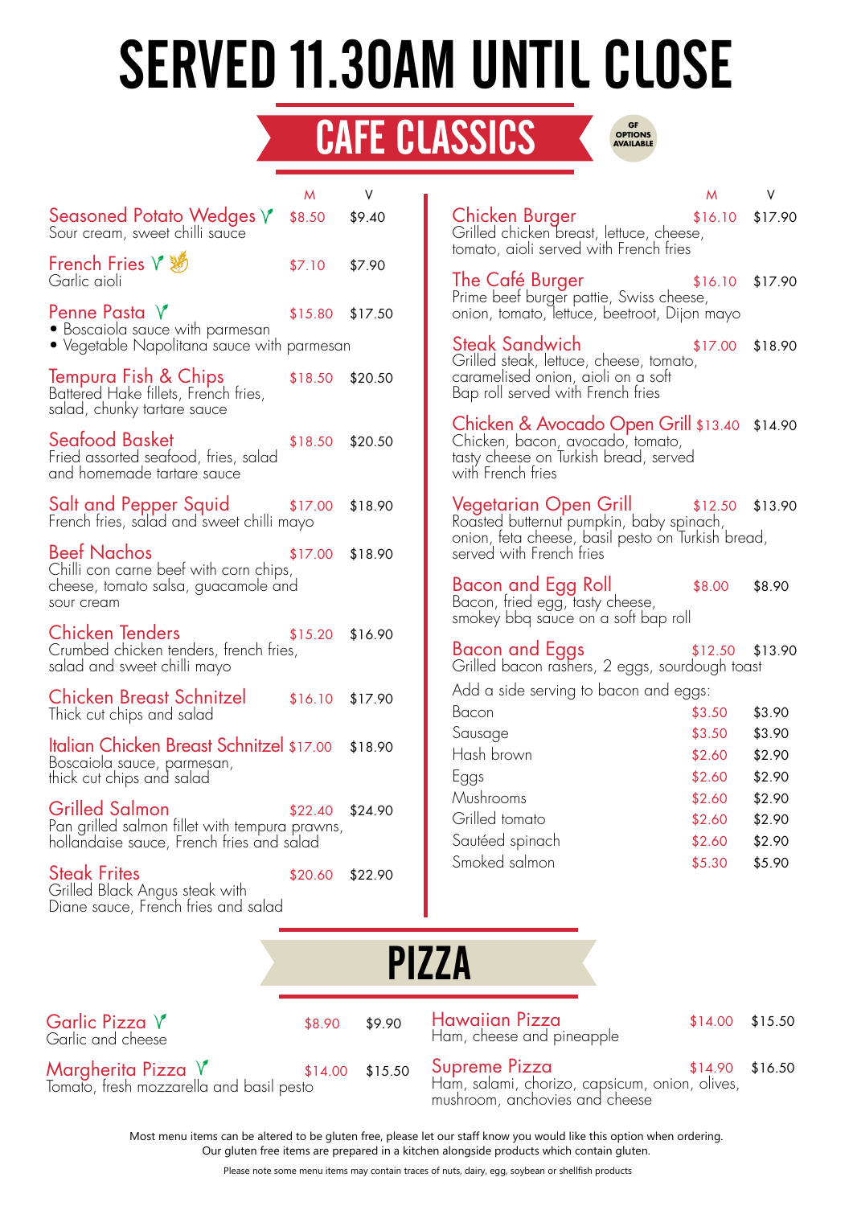# SERVED 11.30AM UNTIL CLOSE

## CAFE CLASSICS

GF OPTIONS AVAILABLE

| | M | V |
|---|---|---|
| **Seasoned Potato Wedges** V<br>Sour cream, sweet chilli sauce | $8.50 | $9.40 |
| **French Fries** V<br>Garlic aioli | $7.10 | $7.90 |
| **Penne Pasta** V<br>• Boscaiola sauce with parmesan<br>• Vegetable Napolitana sauce with parmesan | $15.80 | $17.50 |
| **Tempura Fish & Chips**<br>Battered Hake fillets, French fries, salad, chunky tartare sauce | $18.50 | $20.50 |
| **Seafood Basket**<br>Fried assorted seafood, fries, salad and homemade tartare sauce | $18.50 | $20.50 |
| **Salt and Pepper Squid**<br>French fries, salad and sweet chilli mayo | $17.00 | $18.90 |
| **Beef Nachos**<br>Chilli con carne beef with corn chips, cheese, tomato salsa, guacamole and sour cream | $17.00 | $18.90 |
| **Chicken Tenders**<br>Crumbed chicken tenders, french fries, salad and sweet chilli mayo | $15.20 | $16.90 |
| **Chicken Breast Schnitzel**<br>Thick cut chips and salad | $16.10 | $17.90 |
| **Italian Chicken Breast Schnitzel**<br>Boscaiola sauce, parmesan, thick cut chips and salad | $17.00 | $18.90 |
| **Grilled Salmon**<br>Pan grilled salmon fillet with tempura prawns, hollandaise sauce, French fries and salad | $22.40 | $24.90 |
| **Steak Frites**<br>Grilled Black Angus steak with Diane sauce, French fries and salad | $20.60 | $22.90 |

| | M | V |
|---|---|---|
| **Chicken Burger**<br>Grilled chicken breast, lettuce, cheese, tomato, aioli served with French fries | $16.10 | $17.90 |
| **The Café Burger**<br>Prime beef burger pattie, Swiss cheese, onion, tomato, lettuce, beetroot, Dijon mayo | $16.10 | $17.90 |
| **Steak Sandwich**<br>Grilled steak, lettuce, cheese, tomato, caramelised onion, aioli on a soft Bap roll served with French fries | $17.00 | $18.90 |
| **Chicken & Avocado Open Grill**<br>Chicken, bacon, avocado, tomato, tasty cheese on Turkish bread, served with French fries | $13.40 | $14.90 |
| **Vegetarian Open Grill**<br>Roasted butternut pumpkin, baby spinach, onion, feta cheese, basil pesto on Turkish bread, served with French fries | $12.50 | $13.90 |
| **Bacon and Egg Roll**<br>Bacon, fried egg, tasty cheese, smokey bbq sauce on a soft bap roll | $8.00 | $8.90 |
| **Bacon and Eggs**<br>Grilled bacon rashers, 2 eggs, sourdough toast | $12.50 | $13.90 |

Add a side serving to bacon and eggs:

| | M | V |
|---|---|---|
| Bacon | $3.50 | $3.90 |
| Sausage | $3.50 | $3.90 |
| Hash brown | $2.60 | $2.90 |
| Eggs | $2.60 | $2.90 |
| Mushrooms | $2.60 | $2.90 |
| Grilled tomato | $2.60 | $2.90 |
| Sautéed spinach | $2.60 | $2.90 |
| Smoked salmon | $5.30 | $5.90 |

## PIZZA

| | M | V |
|---|---|---|
| **Garlic Pizza** V<br>Garlic and cheese | $8.90 | $9.90 |
| **Margherita Pizza** V<br>Tomato, fresh mozzarella and basil pesto | $14.00 | $15.50 |
| **Hawaiian Pizza**<br>Ham, cheese and pineapple | $14.00 | $15.50 |
| **Supreme Pizza**<br>Ham, salami, chorizo, capsicum, onion, olives, mushroom, anchovies and cheese | $14.90 | $16.50 |

Most menu items can be altered to be gluten free, please let our staff know you would like this option when ordering.
Our gluten free items are prepared in a kitchen alongside products which contain gluten.

Please note some menu items may contain traces of nuts, dairy, egg, soybean or shellfish products